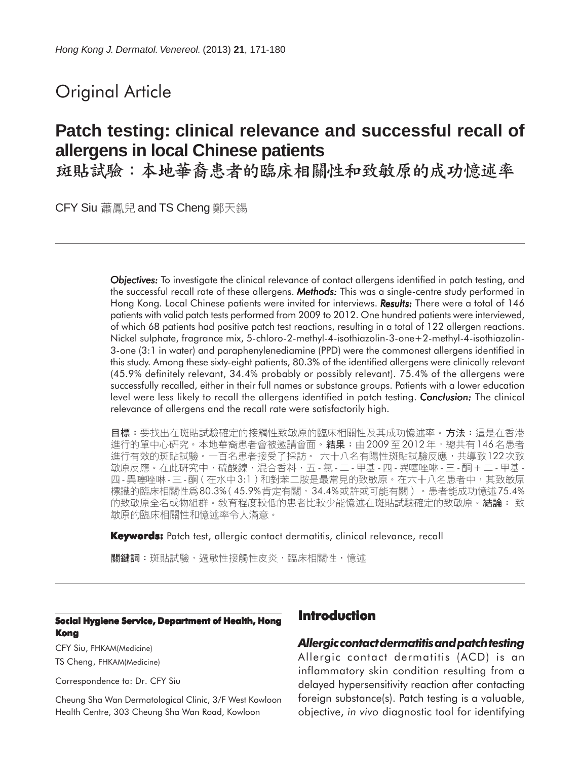Original Article

# Patch testing: clinical relevance and successful recall of allergens in local Chinese patients
# 斑貼試驗：本地華裔患者的臨床相關性和致敏原的成功憶述率

CFY Siu 蕭鳳兒 and TS Cheng 鄭天錫

***Objectives:*** To investigate the clinical relevance of contact allergens identified in patch testing, and the successful recall rate of these allergens. ***Methods:*** This was a single-centre study performed in Hong Kong. Local Chinese patients were invited for interviews. ***Results:*** There were a total of 146 patients with valid patch tests performed from 2009 to 2012. One hundred patients were interviewed, of which 68 patients had positive patch test reactions, resulting in a total of 122 allergen reactions. Nickel sulphate, fragrance mix, 5-chloro-2-methyl-4-isothiazolin-3-one+2-methyl-4-isothiazolin-3-one (3:1 in water) and paraphenylenediamine (PPD) were the commonest allergens identified in this study. Among these sixty-eight patients, 80.3% of the identified allergens were clinically relevant (45.9% definitely relevant, 34.4% probably or possibly relevant). 75.4% of the allergens were successfully recalled, either in their full names or substance groups. Patients with a lower education level were less likely to recall the allergens identified in patch testing. ***Conclusion:*** The clinical relevance of allergens and the recall rate were satisfactorily high.

**目標**：要找出在斑貼試驗確定的接觸性致敏原的臨床相關性及其成功憶述率。**方法**：這是在香港進行的單中心研究。本地華裔患者會被邀請會面。**結果**：由2009至2012年，總共有146名患者進行有效的斑貼試驗。一百名患者接受了採訪。六十八名有陽性斑貼試驗反應，共導致122次致敏原反應。在此研究中，硫酸鎳，混合香料，五-氯-二-甲基-四-異噻唑啉-三-酮+二-甲基-四-異噻唑啉-三-酮(在水中3:1)和對苯二胺是最常見的致敏原。在六十八名患者中，其致敏原標識的臨床相關性爲80.3%(45.9%肯定有關，34.4%或許或可能有關)。患者能成功憶述75.4%的致敏原全名或物組群。教育程度較低的患者比較少能憶述在斑貼試驗確定的致敏原。**結論**：致敏原的臨床相關性和憶述率令人滿意。

**Keywords:** Patch test, allergic contact dermatitis, clinical relevance, recall

**關鍵詞**：斑貼試驗，過敏性接觸性皮炎，臨床相關性，憶述

**Social Hygiene Service, Department of Health, Hong Kong**

CFY Siu, FHKAM(Medicine)
TS Cheng, FHKAM(Medicine)

Correspondence to: Dr. CFY Siu

Cheung Sha Wan Dermatological Clinic, 3/F West Kowloon Health Centre, 303 Cheung Sha Wan Road, Kowloon

## Introduction

### *Allergic contact dermatitis and patch testing*

Allergic contact dermatitis (ACD) is an inflammatory skin condition resulting from a delayed hypersensitivity reaction after contacting foreign substance(s). Patch testing is a valuable, objective, *in vivo* diagnostic tool for identifying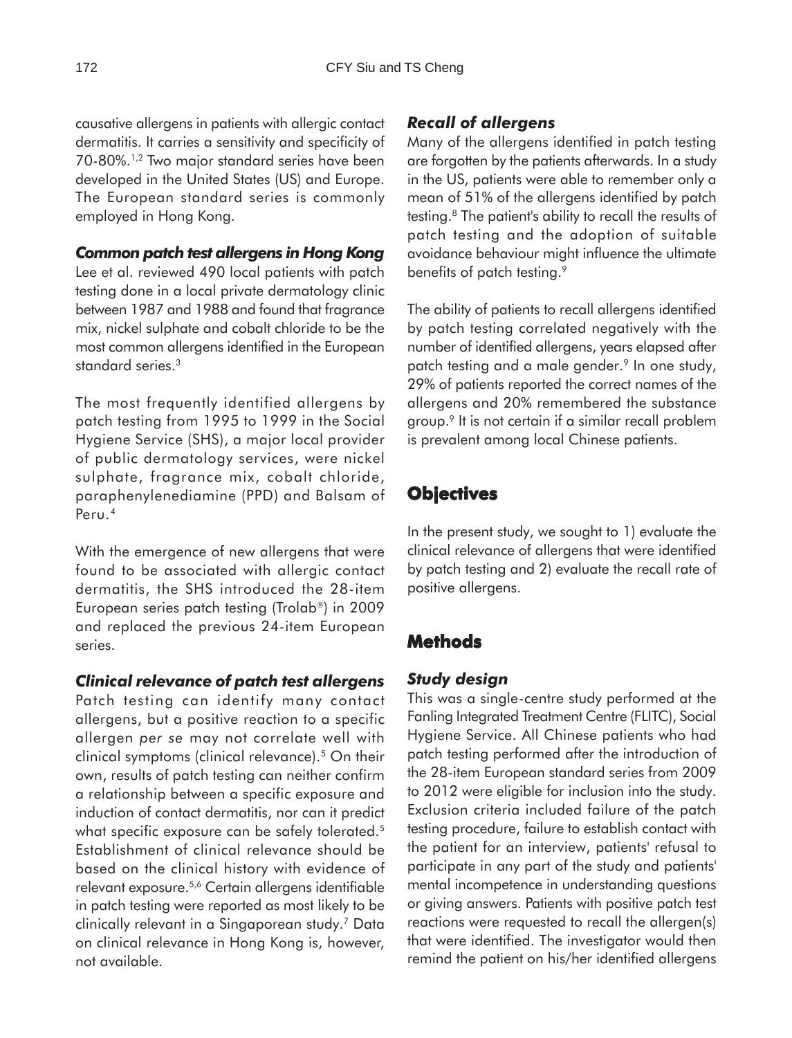causative allergens in patients with allergic contact dermatitis. It carries a sensitivity and specificity of 70-80%.[1,2] Two major standard series have been developed in the United States (US) and Europe. The European standard series is commonly employed in Hong Kong.

### *Common patch test allergens in Hong Kong*

Lee et al. reviewed 490 local patients with patch testing done in a local private dermatology clinic between 1987 and 1988 and found that fragrance mix, nickel sulphate and cobalt chloride to be the most common allergens identified in the European standard series.[3]

The most frequently identified allergens by patch testing from 1995 to 1999 in the Social Hygiene Service (SHS), a major local provider of public dermatology services, were nickel sulphate, fragrance mix, cobalt chloride, paraphenylenediamine (PPD) and Balsam of Peru.[4]

With the emergence of new allergens that were found to be associated with allergic contact dermatitis, the SHS introduced the 28-item European series patch testing (Trolab®) in 2009 and replaced the previous 24-item European series.

### *Clinical relevance of patch test allergens*

Patch testing can identify many contact allergens, but a positive reaction to a specific allergen *per se* may not correlate well with clinical symptoms (clinical relevance).[5] On their own, results of patch testing can neither confirm a relationship between a specific exposure and induction of contact dermatitis, nor can it predict what specific exposure can be safely tolerated.[5] Establishment of clinical relevance should be based on the clinical history with evidence of relevant exposure.[5,6] Certain allergens identifiable in patch testing were reported as most likely to be clinically relevant in a Singaporean study.[7] Data on clinical relevance in Hong Kong is, however, not available.

### *Recall of allergens*

Many of the allergens identified in patch testing are forgotten by the patients afterwards. In a study in the US, patients were able to remember only a mean of 51% of the allergens identified by patch testing.[8] The patient's ability to recall the results of patch testing and the adoption of suitable avoidance behaviour might influence the ultimate benefits of patch testing.[9]

The ability of patients to recall allergens identified by patch testing correlated negatively with the number of identified allergens, years elapsed after patch testing and a male gender.[9] In one study, 29% of patients reported the correct names of the allergens and 20% remembered the substance group.[9] It is not certain if a similar recall problem is prevalent among local Chinese patients.

## Objectives

In the present study, we sought to 1) evaluate the clinical relevance of allergens that were identified by patch testing and 2) evaluate the recall rate of positive allergens.

## Methods

### *Study design*

This was a single-centre study performed at the Fanling Integrated Treatment Centre (FLITC), Social Hygiene Service. All Chinese patients who had patch testing performed after the introduction of the 28-item European standard series from 2009 to 2012 were eligible for inclusion into the study. Exclusion criteria included failure of the patch testing procedure, failure to establish contact with the patient for an interview, patients' refusal to participate in any part of the study and patients' mental incompetence in understanding questions or giving answers. Patients with positive patch test reactions were requested to recall the allergen(s) that were identified. The investigator would then remind the patient on his/her identified allergens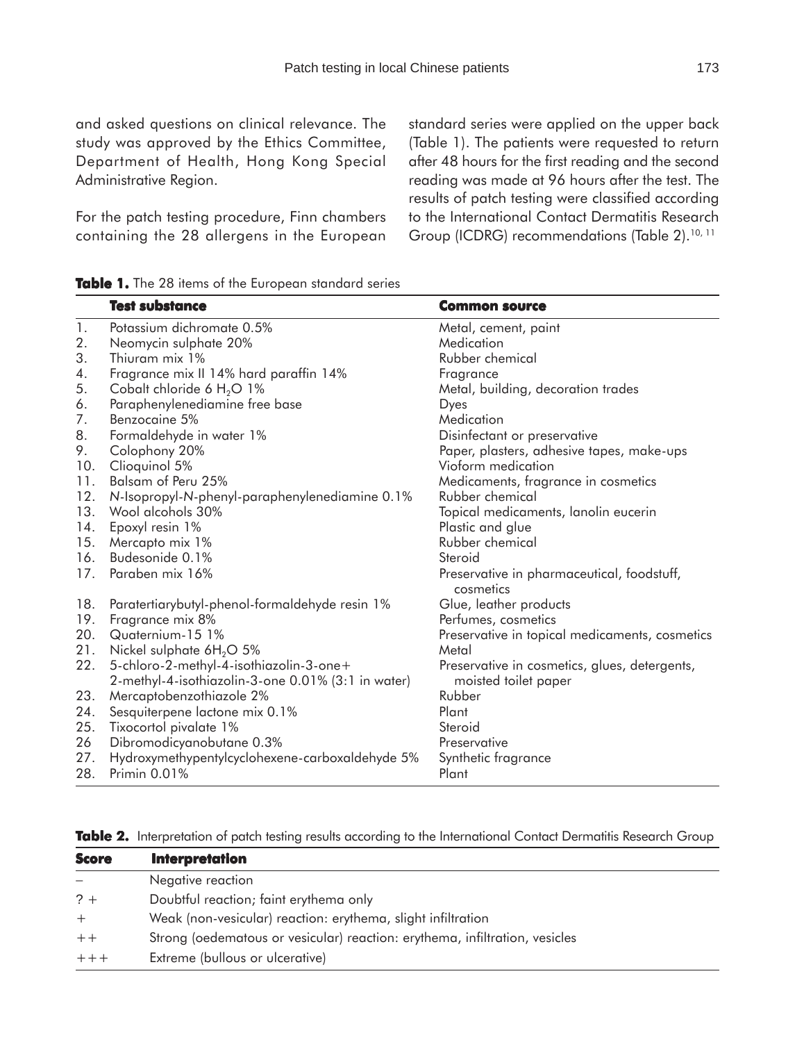and asked questions on clinical relevance. The study was approved by the Ethics Committee, Department of Health, Hong Kong Special Administrative Region.

For the patch testing procedure, Finn chambers containing the 28 allergens in the European standard series were applied on the upper back (Table 1). The patients were requested to return after 48 hours for the first reading and the second reading was made at 96 hours after the test. The results of patch testing were classified according to the International Contact Dermatitis Research Group (ICDRG) recommendations (Table 2).[10, 11]

**Table 1.** The 28 items of the European standard series

| | Test substance | Common source |
|---|---|---|
| 1. | Potassium dichromate 0.5% | Metal, cement, paint |
| 2. | Neomycin sulphate 20% | Medication |
| 3. | Thiuram mix 1% | Rubber chemical |
| 4. | Fragrance mix II 14% hard paraffin 14% | Fragrance |
| 5. | Cobalt chloride 6 $H_2O$ 1% | Metal, building, decoration trades |
| 6. | Paraphenylenediamine free base | Dyes |
| 7. | Benzocaine 5% | Medication |
| 8. | Formaldehyde in water 1% | Disinfectant or preservative |
| 9. | Colophony 20% | Paper, plasters, adhesive tapes, make-ups |
| 10. | Clioquinol 5% | Vioform medication |
| 11. | Balsam of Peru 25% | Medicaments, fragrance in cosmetics |
| 12. | *N*-Isopropyl-*N*-phenyl-paraphenylenediamine 0.1% | Rubber chemical |
| 13. | Wool alcohols 30% | Topical medicaments, lanolin eucerin |
| 14. | Epoxyl resin 1% | Plastic and glue |
| 15. | Mercapto mix 1% | Rubber chemical |
| 16. | Budesonide 0.1% | Steroid |
| 17. | Paraben mix 16% | Preservative in pharmaceutical, foodstuff, cosmetics |
| 18. | Paratertiarybutyl-phenol-formaldehyde resin 1% | Glue, leather products |
| 19. | Fragrance mix 8% | Perfumes, cosmetics |
| 20. | Quaternium-15 1% | Preservative in topical medicaments, cosmetics |
| 21. | Nickel sulphate $6H_2O$ 5% | Metal |
| 22. | 5-chloro-2-methyl-4-isothiazolin-3-one+ 2-methyl-4-isothiazolin-3-one 0.01% (3:1 in water) | Preservative in cosmetics, glues, detergents, moisted toilet paper |
| 23. | Mercaptobenzothiazole 2% | Rubber |
| 24. | Sesquiterpene lactone mix 0.1% | Plant |
| 25. | Tixocortol pivalate 1% | Steroid |
| 26 | Dibromodicyanobutane 0.3% | Preservative |
| 27. | Hydroxymethypentylcyclohexene-carboxaldehyde 5% | Synthetic fragrance |
| 28. | Primin 0.01% | Plant |

**Table 2.** Interpretation of patch testing results according to the International Contact Dermatitis Research Group

| Score | Interpretation |
|---|---|
| – | Negative reaction |
| ? + | Doubtful reaction; faint erythema only |
| + | Weak (non-vesicular) reaction: erythema, slight infiltration |
| ++ | Strong (oedematous or vesicular) reaction: erythema, infiltration, vesicles |
| +++ | Extreme (bullous or ulcerative) |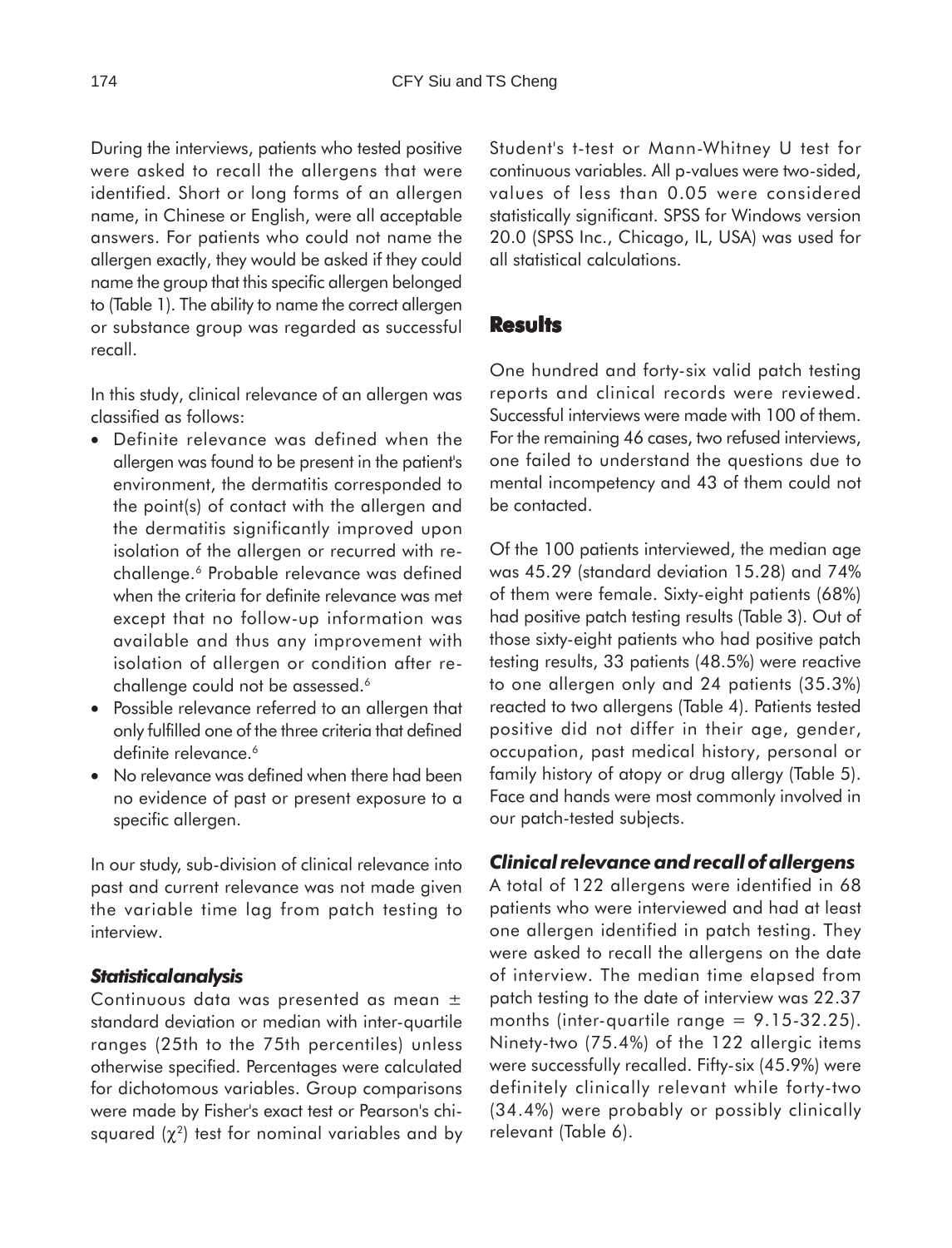During the interviews, patients who tested positive were asked to recall the allergens that were identified. Short or long forms of an allergen name, in Chinese or English, were all acceptable answers. For patients who could not name the allergen exactly, they would be asked if they could name the group that this specific allergen belonged to (Table 1). The ability to name the correct allergen or substance group was regarded as successful recall.

In this study, clinical relevance of an allergen was classified as follows:

- Definite relevance was defined when the allergen was found to be present in the patient's environment, the dermatitis corresponded to the point(s) of contact with the allergen and the dermatitis significantly improved upon isolation of the allergen or recurred with re-challenge.[6] Probable relevance was defined when the criteria for definite relevance was met except that no follow-up information was available and thus any improvement with isolation of allergen or condition after re-challenge could not be assessed.[6]
- Possible relevance referred to an allergen that only fulfilled one of the three criteria that defined definite relevance.[6]
- No relevance was defined when there had been no evidence of past or present exposure to a specific allergen.

In our study, sub-division of clinical relevance into past and current relevance was not made given the variable time lag from patch testing to interview.

### *Statistical analysis*

Continuous data was presented as mean ± standard deviation or median with inter-quartile ranges (25th to the 75th percentiles) unless otherwise specified. Percentages were calculated for dichotomous variables. Group comparisons were made by Fisher's exact test or Pearson's chi-squared ($\chi^2$) test for nominal variables and by Student's t-test or Mann-Whitney U test for continuous variables. All p-values were two-sided, values of less than 0.05 were considered statistically significant. SPSS for Windows version 20.0 (SPSS Inc., Chicago, IL, USA) was used for all statistical calculations.

## Results

One hundred and forty-six valid patch testing reports and clinical records were reviewed. Successful interviews were made with 100 of them. For the remaining 46 cases, two refused interviews, one failed to understand the questions due to mental incompetency and 43 of them could not be contacted.

Of the 100 patients interviewed, the median age was 45.29 (standard deviation 15.28) and 74% of them were female. Sixty-eight patients (68%) had positive patch testing results (Table 3). Out of those sixty-eight patients who had positive patch testing results, 33 patients (48.5%) were reactive to one allergen only and 24 patients (35.3%) reacted to two allergens (Table 4). Patients tested positive did not differ in their age, gender, occupation, past medical history, personal or family history of atopy or drug allergy (Table 5). Face and hands were most commonly involved in our patch-tested subjects.

### *Clinical relevance and recall of allergens*

A total of 122 allergens were identified in 68 patients who were interviewed and had at least one allergen identified in patch testing. They were asked to recall the allergens on the date of interview. The median time elapsed from patch testing to the date of interview was 22.37 months (inter-quartile range = 9.15-32.25). Ninety-two (75.4%) of the 122 allergic items were successfully recalled. Fifty-six (45.9%) were definitely clinically relevant while forty-two (34.4%) were probably or possibly clinically relevant (Table 6).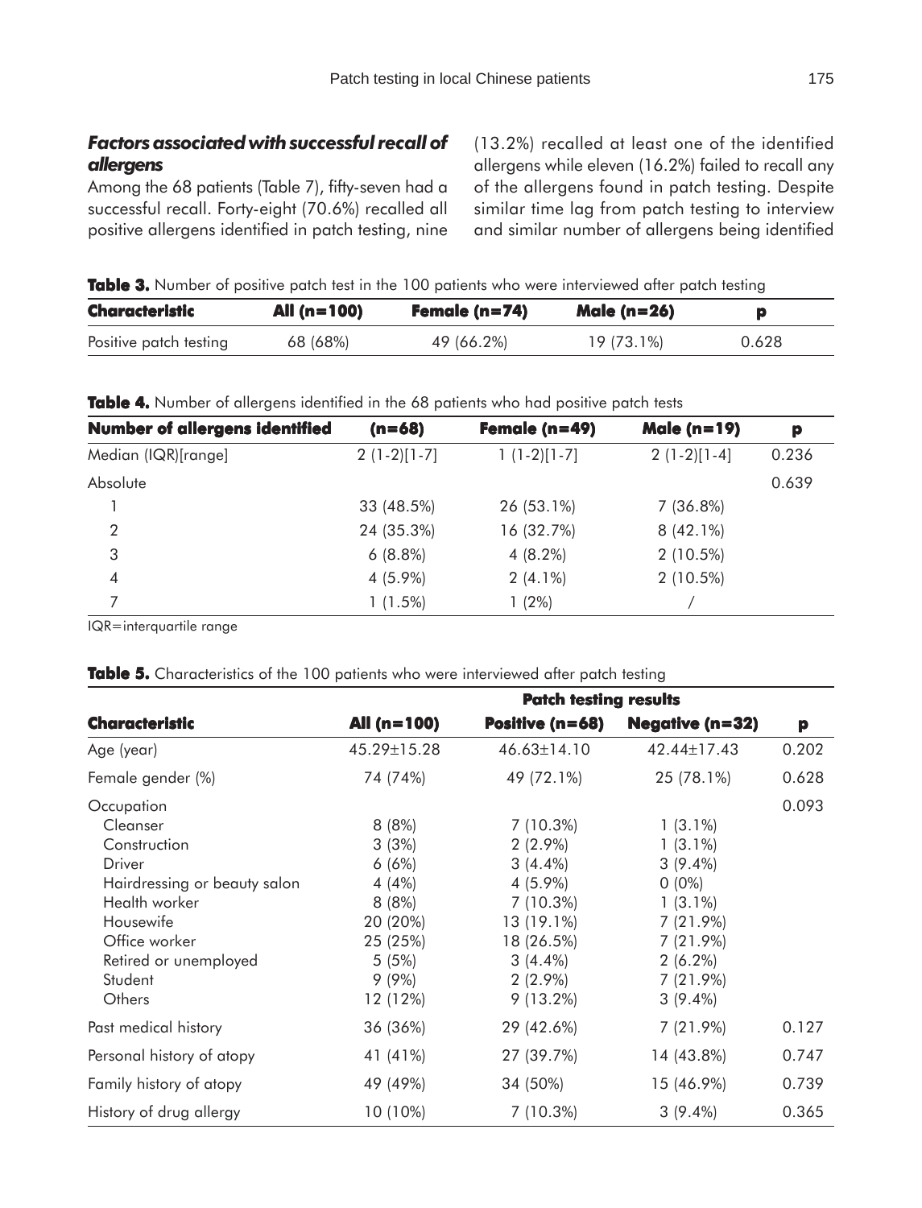### *Factors associated with successful recall of allergens*

Among the 68 patients (Table 7), fifty-seven had a successful recall. Forty-eight (70.6%) recalled all positive allergens identified in patch testing, nine (13.2%) recalled at least one of the identified allergens while eleven (16.2%) failed to recall any of the allergens found in patch testing. Despite similar time lag from patch testing to interview and similar number of allergens being identified

**Table 3.** Number of positive patch test in the 100 patients who were interviewed after patch testing

| Characteristic | All (n=100) | Female (n=74) | Male (n=26) | p |
|---|---|---|---|---|
| Positive patch testing | 68 (68%) | 49 (66.2%) | 19 (73.1%) | 0.628 |

**Table 4.** Number of allergens identified in the 68 patients who had positive patch tests

| Number of allergens identified | (n=68) | Female (n=49) | Male (n=19) | p |
|---|---|---|---|---|
| Median (IQR)[range] | 2 (1-2)[1-7] | 1 (1-2)[1-7] | 2 (1-2)[1-4] | 0.236 |
| Absolute | | | | 0.639 |
| 1 | 33 (48.5%) | 26 (53.1%) | 7 (36.8%) | |
| 2 | 24 (35.3%) | 16 (32.7%) | 8 (42.1%) | |
| 3 | 6 (8.8%) | 4 (8.2%) | 2 (10.5%) | |
| 4 | 4 (5.9%) | 2 (4.1%) | 2 (10.5%) | |
| 7 | 1 (1.5%) | 1 (2%) | / | |

IQR=interquartile range

**Table 5.** Characteristics of the 100 patients who were interviewed after patch testing

| | | Patch testing results | | |
|---|---|---|---|---|
| Characteristic | All (n=100) | Positive (n=68) | Negative (n=32) | p |
| Age (year) | 45.29±15.28 | 46.63±14.10 | 42.44±17.43 | 0.202 |
| Female gender (%) | 74 (74%) | 49 (72.1%) | 25 (78.1%) | 0.628 |
| Occupation | | | | 0.093 |
| Cleanser | 8 (8%) | 7 (10.3%) | 1 (3.1%) | |
| Construction | 3 (3%) | 2 (2.9%) | 1 (3.1%) | |
| Driver | 6 (6%) | 3 (4.4%) | 3 (9.4%) | |
| Hairdressing or beauty salon | 4 (4%) | 4 (5.9%) | 0 (0%) | |
| Health worker | 8 (8%) | 7 (10.3%) | 1 (3.1%) | |
| Housewife | 20 (20%) | 13 (19.1%) | 7 (21.9%) | |
| Office worker | 25 (25%) | 18 (26.5%) | 7 (21.9%) | |
| Retired or unemployed | 5 (5%) | 3 (4.4%) | 2 (6.2%) | |
| Student | 9 (9%) | 2 (2.9%) | 7 (21.9%) | |
| Others | 12 (12%) | 9 (13.2%) | 3 (9.4%) | |
| Past medical history | 36 (36%) | 29 (42.6%) | 7 (21.9%) | 0.127 |
| Personal history of atopy | 41 (41%) | 27 (39.7%) | 14 (43.8%) | 0.747 |
| Family history of atopy | 49 (49%) | 34 (50%) | 15 (46.9%) | 0.739 |
| History of drug allergy | 10 (10%) | 7 (10.3%) | 3 (9.4%) | 0.365 |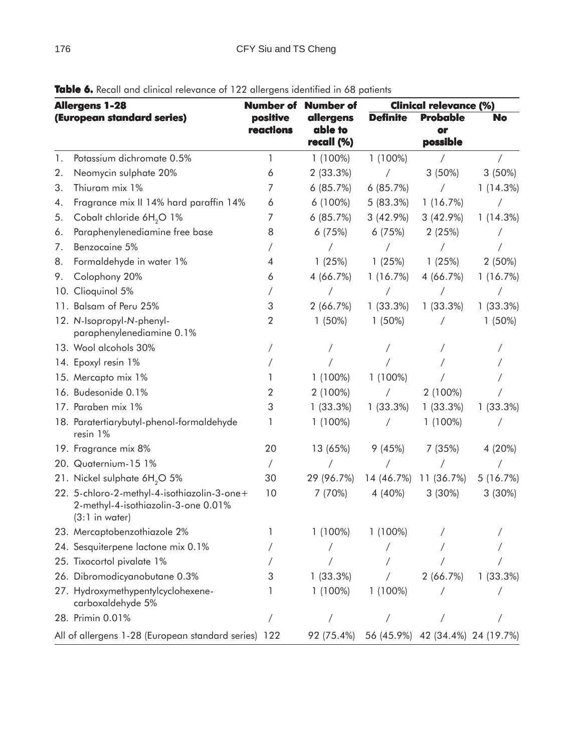**Table 6.** Recall and clinical relevance of 122 allergens identified in 68 patients

| Allergens 1-28 (European standard series) | Number of positive reactions | Number of allergens able to recall (%) | Clinical relevance (%) | | |
|---|---|---|---|---|---|
| | | | Definite | Probable or possible | No |
| 1. Potassium dichromate 0.5% | 1 | 1 (100%) | 1 (100%) | / | / |
| 2. Neomycin sulphate 20% | 6 | 2 (33.3%) | / | 3 (50%) | 3 (50%) |
| 3. Thiuram mix 1% | 7 | 6 (85.7%) | 6 (85.7%) | / | 1 (14.3%) |
| 4. Fragrance mix II 14% hard paraffin 14% | 6 | 6 (100%) | 5 (83.3%) | 1 (16.7%) | / |
| 5. Cobalt chloride $6H_2O$ 1% | 7 | 6 (85.7%) | 3 (42.9%) | 3 (42.9%) | 1 (14.3%) |
| 6. Paraphenylenediamine free base | 8 | 6 (75%) | 6 (75%) | 2 (25%) | / |
| 7. Benzocaine 5% | / | / | / | / | / |
| 8. Formaldehyde in water 1% | 4 | 1 (25%) | 1 (25%) | 1 (25%) | 2 (50%) |
| 9. Colophony 20% | 6 | 4 (66.7%) | 1 (16.7%) | 4 (66.7%) | 1 (16.7%) |
| 10. Clioquinol 5% | / | / | / | / | / |
| 11. Balsam of Peru 25% | 3 | 2 (66.7%) | 1 (33.3%) | 1 (33.3%) | 1 (33.3%) |
| 12. *N*-Isopropyl-*N*-phenyl-paraphenylenediamine 0.1% | 2 | 1 (50%) | 1 (50%) | / | 1 (50%) |
| 13. Wool alcohols 30% | / | / | / | / | / |
| 14. Epoxyl resin 1% | / | / | / | / | / |
| 15. Mercapto mix 1% | 1 | 1 (100%) | 1 (100%) | / | / |
| 16. Budesonide 0.1% | 2 | 2 (100%) | / | 2 (100%) | / |
| 17. Paraben mix 1% | 3 | 1 (33.3%) | 1 (33.3%) | 1 (33.3%) | 1 (33.3%) |
| 18. Paratertiarybutyl-phenol-formaldehyde resin 1% | 1 | 1 (100%) | / | 1 (100%) | / |
| 19. Fragrance mix 8% | 20 | 13 (65%) | 9 (45%) | 7 (35%) | 4 (20%) |
| 20. Quaternium-15 1% | / | / | / | / | / |
| 21. Nickel sulphate $6H_2O$ 5% | 30 | 29 (96.7%) | 14 (46.7%) | 11 (36.7%) | 5 (16.7%) |
| 22. 5-chloro-2-methyl-4-isothiazolin-3-one+ 2-methyl-4-isothiazolin-3-one 0.01% (3:1 in water) | 10 | 7 (70%) | 4 (40%) | 3 (30%) | 3 (30%) |
| 23. Mercaptobenzothiazole 2% | 1 | 1 (100%) | 1 (100%) | / | / |
| 24. Sesquiterpene lactone mix 0.1% | / | / | / | / | / |
| 25. Tixocortol pivalate 1% | / | / | / | / | / |
| 26. Dibromodicyanobutane 0.3% | 3 | 1 (33.3%) | / | 2 (66.7%) | 1 (33.3%) |
| 27. Hydroxymethypentylcyclohexene-carboxaldehyde 5% | 1 | 1 (100%) | 1 (100%) | / | / |
| 28. Primin 0.01% | / | / | / | / | / |
| All of allergens 1-28 (European standard series) | 122 | 92 (75.4%) | 56 (45.9%) | 42 (34.4%) | 24 (19.7%) |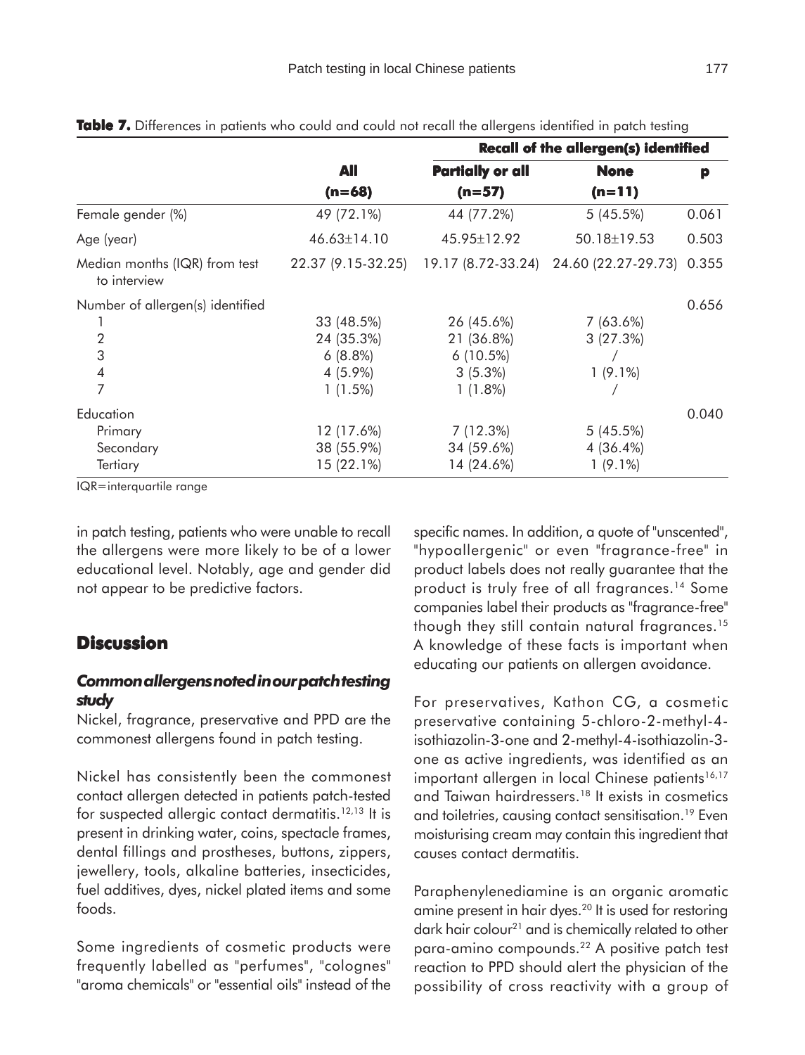**Table 7.** Differences in patients who could and could not recall the allergens identified in patch testing

| | All | Recall of the allergen(s) identified | | |
|---|---|---|---|---|
| | (n=68) | Partially or all (n=57) | None (n=11) | p |
| Female gender (%) | 49 (72.1%) | 44 (77.2%) | 5 (45.5%) | 0.061 |
| Age (year) | 46.63±14.10 | 45.95±12.92 | 50.18±19.53 | 0.503 |
| Median months (IQR) from test to interview | 22.37 (9.15-32.25) | 19.17 (8.72-33.24) | 24.60 (22.27-29.73) | 0.355 |
| Number of allergen(s) identified | | | | 0.656 |
| 1 | 33 (48.5%) | 26 (45.6%) | 7 (63.6%) | |
| 2 | 24 (35.3%) | 21 (36.8%) | 3 (27.3%) | |
| 3 | 6 (8.8%) | 6 (10.5%) | / | |
| 4 | 4 (5.9%) | 3 (5.3%) | 1 (9.1%) | |
| 7 | 1 (1.5%) | 1 (1.8%) | / | |
| Education | | | | 0.040 |
| Primary | 12 (17.6%) | 7 (12.3%) | 5 (45.5%) | |
| Secondary | 38 (55.9%) | 34 (59.6%) | 4 (36.4%) | |
| Tertiary | 15 (22.1%) | 14 (24.6%) | 1 (9.1%) | |

IQR=interquartile range

in patch testing, patients who were unable to recall the allergens were more likely to be of a lower educational level. Notably, age and gender did not appear to be predictive factors.

## Discussion

### *Common allergens noted in our patch testing study*

Nickel, fragrance, preservative and PPD are the commonest allergens found in patch testing.

Nickel has consistently been the commonest contact allergen detected in patients patch-tested for suspected allergic contact dermatitis.[12,13] It is present in drinking water, coins, spectacle frames, dental fillings and prostheses, buttons, zippers, jewellery, tools, alkaline batteries, insecticides, fuel additives, dyes, nickel plated items and some foods.

Some ingredients of cosmetic products were frequently labelled as "perfumes", "colognes" "aroma chemicals" or "essential oils" instead of the specific names. In addition, a quote of "unscented", "hypoallergenic" or even "fragrance-free" in product labels does not really guarantee that the product is truly free of all fragrances.[14] Some companies label their products as "fragrance-free" though they still contain natural fragrances.[15] A knowledge of these facts is important when educating our patients on allergen avoidance.

For preservatives, Kathon CG, a cosmetic preservative containing 5-chloro-2-methyl-4-isothiazolin-3-one and 2-methyl-4-isothiazolin-3-one as active ingredients, was identified as an important allergen in local Chinese patients[16,17] and Taiwan hairdressers.[18] It exists in cosmetics and toiletries, causing contact sensitisation.[19] Even moisturising cream may contain this ingredient that causes contact dermatitis.

Paraphenylenediamine is an organic aromatic amine present in hair dyes.[20] It is used for restoring dark hair colour[21] and is chemically related to other para-amino compounds.[22] A positive patch test reaction to PPD should alert the physician of the possibility of cross reactivity with a group of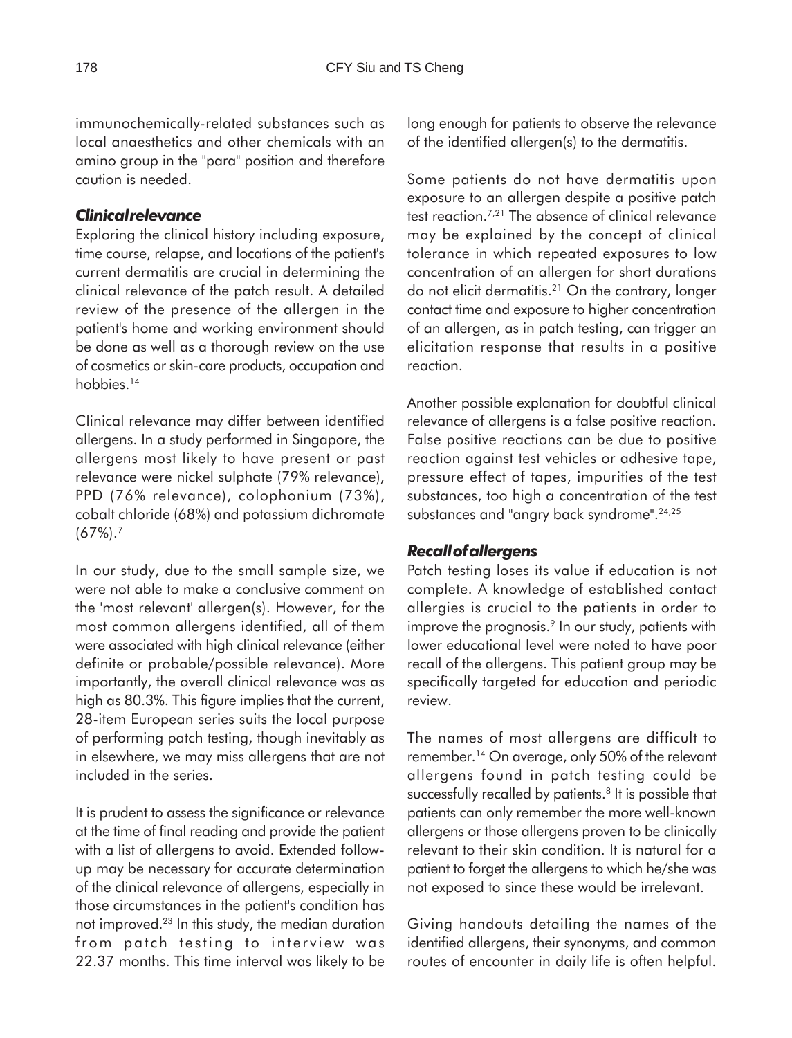immunochemically-related substances such as local anaesthetics and other chemicals with an amino group in the "para" position and therefore caution is needed.

### *Clinical relevance*

Exploring the clinical history including exposure, time course, relapse, and locations of the patient's current dermatitis are crucial in determining the clinical relevance of the patch result. A detailed review of the presence of the allergen in the patient's home and working environment should be done as well as a thorough review on the use of cosmetics or skin-care products, occupation and hobbies.[14]

Clinical relevance may differ between identified allergens. In a study performed in Singapore, the allergens most likely to have present or past relevance were nickel sulphate (79% relevance), PPD (76% relevance), colophonium (73%), cobalt chloride (68%) and potassium dichromate (67%).[7]

In our study, due to the small sample size, we were not able to make a conclusive comment on the 'most relevant' allergen(s). However, for the most common allergens identified, all of them were associated with high clinical relevance (either definite or probable/possible relevance). More importantly, the overall clinical relevance was as high as 80.3%. This figure implies that the current, 28-item European series suits the local purpose of performing patch testing, though inevitably as in elsewhere, we may miss allergens that are not included in the series.

It is prudent to assess the significance or relevance at the time of final reading and provide the patient with a list of allergens to avoid. Extended follow-up may be necessary for accurate determination of the clinical relevance of allergens, especially in those circumstances in the patient's condition has not improved.[23] In this study, the median duration from patch testing to interview was 22.37 months. This time interval was likely to be long enough for patients to observe the relevance of the identified allergen(s) to the dermatitis.

Some patients do not have dermatitis upon exposure to an allergen despite a positive patch test reaction.[7,21] The absence of clinical relevance may be explained by the concept of clinical tolerance in which repeated exposures to low concentration of an allergen for short durations do not elicit dermatitis.[21] On the contrary, longer contact time and exposure to higher concentration of an allergen, as in patch testing, can trigger an elicitation response that results in a positive reaction.

Another possible explanation for doubtful clinical relevance of allergens is a false positive reaction. False positive reactions can be due to positive reaction against test vehicles or adhesive tape, pressure effect of tapes, impurities of the test substances, too high a concentration of the test substances and "angry back syndrome".[24,25]

### *Recall of allergens*

Patch testing loses its value if education is not complete. A knowledge of established contact allergies is crucial to the patients in order to improve the prognosis.[9] In our study, patients with lower educational level were noted to have poor recall of the allergens. This patient group may be specifically targeted for education and periodic review.

The names of most allergens are difficult to remember.[14] On average, only 50% of the relevant allergens found in patch testing could be successfully recalled by patients.[8] It is possible that patients can only remember the more well-known allergens or those allergens proven to be clinically relevant to their skin condition. It is natural for a patient to forget the allergens to which he/she was not exposed to since these would be irrelevant.

Giving handouts detailing the names of the identified allergens, their synonyms, and common routes of encounter in daily life is often helpful.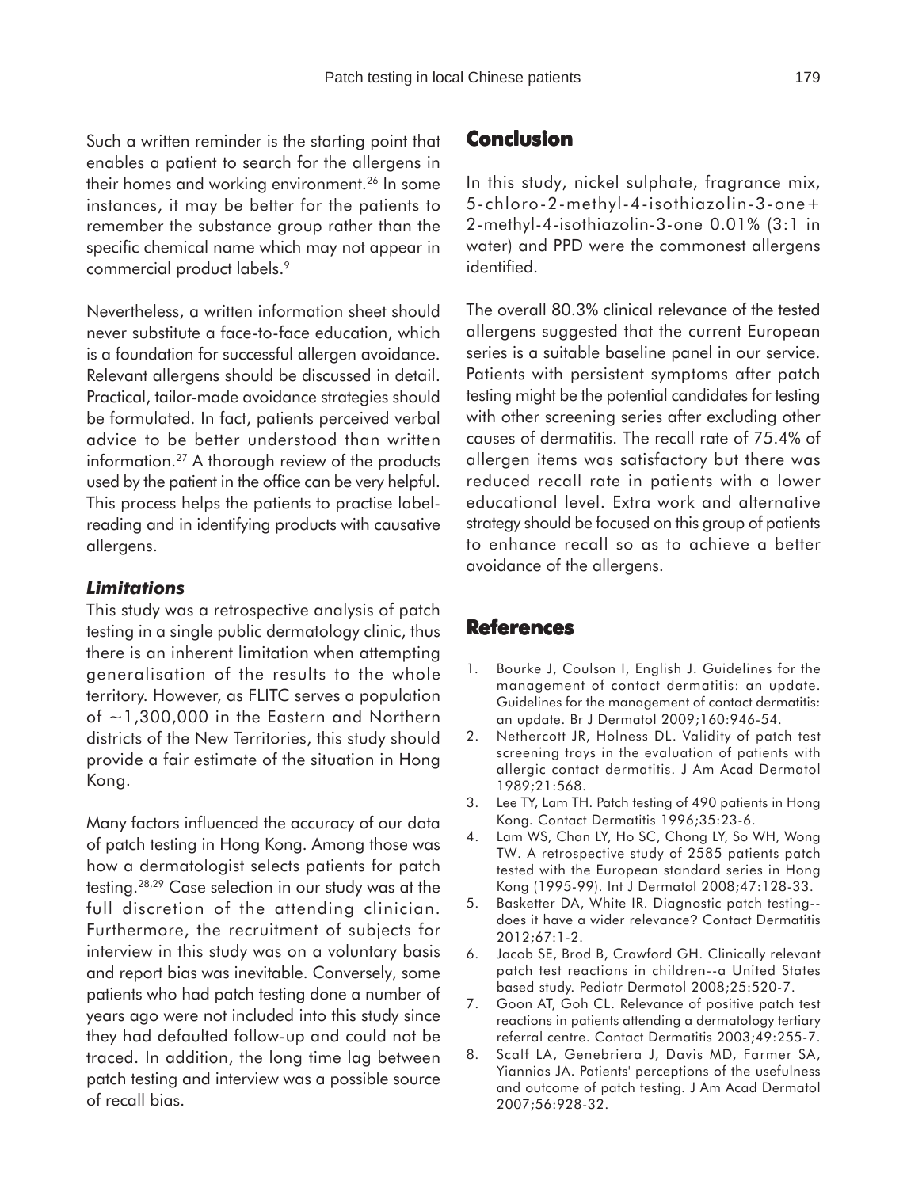Such a written reminder is the starting point that enables a patient to search for the allergens in their homes and working environment.[26] In some instances, it may be better for the patients to remember the substance group rather than the specific chemical name which may not appear in commercial product labels.[9]

Nevertheless, a written information sheet should never substitute a face-to-face education, which is a foundation for successful allergen avoidance. Relevant allergens should be discussed in detail. Practical, tailor-made avoidance strategies should be formulated. In fact, patients perceived verbal advice to be better understood than written information.[27] A thorough review of the products used by the patient in the office can be very helpful. This process helps the patients to practise label-reading and in identifying products with causative allergens.

### *Limitations*

This study was a retrospective analysis of patch testing in a single public dermatology clinic, thus there is an inherent limitation when attempting generalisation of the results to the whole territory. However, as FLITC serves a population of ~1,300,000 in the Eastern and Northern districts of the New Territories, this study should provide a fair estimate of the situation in Hong Kong.

Many factors influenced the accuracy of our data of patch testing in Hong Kong. Among those was how a dermatologist selects patients for patch testing.[28,29] Case selection in our study was at the full discretion of the attending clinician. Furthermore, the recruitment of subjects for interview in this study was on a voluntary basis and report bias was inevitable. Conversely, some patients who had patch testing done a number of years ago were not included into this study since they had defaulted follow-up and could not be traced. In addition, the long time lag between patch testing and interview was a possible source of recall bias.

## Conclusion

In this study, nickel sulphate, fragrance mix, 5-chloro-2-methyl-4-isothiazolin-3-one+ 2-methyl-4-isothiazolin-3-one 0.01% (3:1 in water) and PPD were the commonest allergens identified.

The overall 80.3% clinical relevance of the tested allergens suggested that the current European series is a suitable baseline panel in our service. Patients with persistent symptoms after patch testing might be the potential candidates for testing with other screening series after excluding other causes of dermatitis. The recall rate of 75.4% of allergen items was satisfactory but there was reduced recall rate in patients with a lower educational level. Extra work and alternative strategy should be focused on this group of patients to enhance recall so as to achieve a better avoidance of the allergens.

## References

1. Bourke J, Coulson I, English J. Guidelines for the management of contact dermatitis: an update. Guidelines for the management of contact dermatitis: an update. Br J Dermatol 2009;160:946-54.
2. Nethercott JR, Holness DL. Validity of patch test screening trays in the evaluation of patients with allergic contact dermatitis. J Am Acad Dermatol 1989;21:568.
3. Lee TY, Lam TH. Patch testing of 490 patients in Hong Kong. Contact Dermatitis 1996;35:23-6.
4. Lam WS, Chan LY, Ho SC, Chong LY, So WH, Wong TW. A retrospective study of 2585 patients patch tested with the European standard series in Hong Kong (1995-99). Int J Dermatol 2008;47:128-33.
5. Basketter DA, White IR. Diagnostic patch testing--does it have a wider relevance? Contact Dermatitis 2012;67:1-2.
6. Jacob SE, Brod B, Crawford GH. Clinically relevant patch test reactions in children--a United States based study. Pediatr Dermatol 2008;25:520-7.
7. Goon AT, Goh CL. Relevance of positive patch test reactions in patients attending a dermatology tertiary referral centre. Contact Dermatitis 2003;49:255-7.
8. Scalf LA, Genebriera J, Davis MD, Farmer SA, Yiannias JA. Patients' perceptions of the usefulness and outcome of patch testing. J Am Acad Dermatol 2007;56:928-32.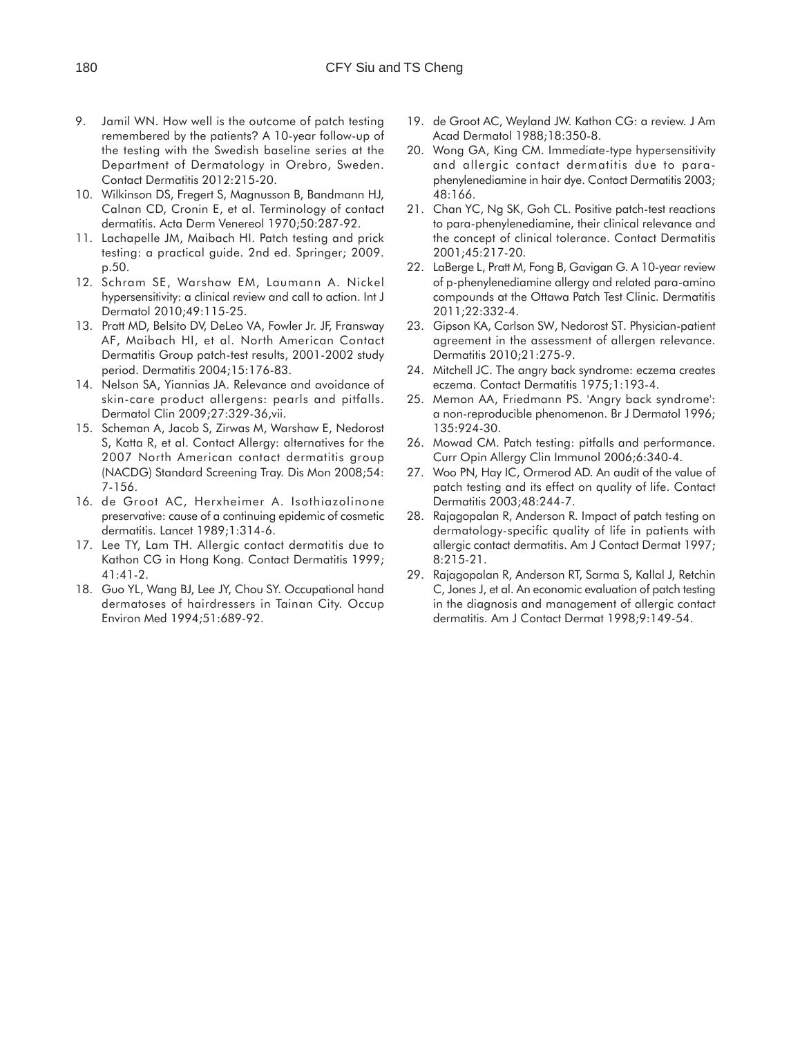9. Jamil WN. How well is the outcome of patch testing remembered by the patients? A 10-year follow-up of the testing with the Swedish baseline series at the Department of Dermatology in Orebro, Sweden. Contact Dermatitis 2012:215-20.
10. Wilkinson DS, Fregert S, Magnusson B, Bandmann HJ, Calnan CD, Cronin E, et al. Terminology of contact dermatitis. Acta Derm Venereol 1970;50:287-92.
11. Lachapelle JM, Maibach HI. Patch testing and prick testing: a practical guide. 2nd ed. Springer; 2009. p.50.
12. Schram SE, Warshaw EM, Laumann A. Nickel hypersensitivity: a clinical review and call to action. Int J Dermatol 2010;49:115-25.
13. Pratt MD, Belsito DV, DeLeo VA, Fowler Jr. JF, Fransway AF, Maibach HI, et al. North American Contact Dermatitis Group patch-test results, 2001-2002 study period. Dermatitis 2004;15:176-83.
14. Nelson SA, Yiannias JA. Relevance and avoidance of skin-care product allergens: pearls and pitfalls. Dermatol Clin 2009;27:329-36,vii.
15. Scheman A, Jacob S, Zirwas M, Warshaw E, Nedorost S, Katta R, et al. Contact Allergy: alternatives for the 2007 North American contact dermatitis group (NACDG) Standard Screening Tray. Dis Mon 2008;54: 7-156.
16. de Groot AC, Herxheimer A. Isothiazolinone preservative: cause of a continuing epidemic of cosmetic dermatitis. Lancet 1989;1:314-6.
17. Lee TY, Lam TH. Allergic contact dermatitis due to Kathon CG in Hong Kong. Contact Dermatitis 1999; 41:41-2.
18. Guo YL, Wang BJ, Lee JY, Chou SY. Occupational hand dermatoses of hairdressers in Tainan City. Occup Environ Med 1994;51:689-92.
19. de Groot AC, Weyland JW. Kathon CG: a review. J Am Acad Dermatol 1988;18:350-8.
20. Wong GA, King CM. Immediate-type hypersensitivity and allergic contact dermatitis due to para-phenylenediamine in hair dye. Contact Dermatitis 2003; 48:166.
21. Chan YC, Ng SK, Goh CL. Positive patch-test reactions to para-phenylenediamine, their clinical relevance and the concept of clinical tolerance. Contact Dermatitis 2001;45:217-20.
22. LaBerge L, Pratt M, Fong B, Gavigan G. A 10-year review of p-phenylenediamine allergy and related para-amino compounds at the Ottawa Patch Test Clinic. Dermatitis 2011;22:332-4.
23. Gipson KA, Carlson SW, Nedorost ST. Physician-patient agreement in the assessment of allergen relevance. Dermatitis 2010;21:275-9.
24. Mitchell JC. The angry back syndrome: eczema creates eczema. Contact Dermatitis 1975;1:193-4.
25. Memon AA, Friedmann PS. 'Angry back syndrome': a non-reproducible phenomenon. Br J Dermatol 1996; 135:924-30.
26. Mowad CM. Patch testing: pitfalls and performance. Curr Opin Allergy Clin Immunol 2006;6:340-4.
27. Woo PN, Hay IC, Ormerod AD. An audit of the value of patch testing and its effect on quality of life. Contact Dermatitis 2003;48:244-7.
28. Rajagopalan R, Anderson R. Impact of patch testing on dermatology-specific quality of life in patients with allergic contact dermatitis. Am J Contact Dermat 1997; 8:215-21.
29. Rajagopalan R, Anderson RT, Sarma S, Kallal J, Retchin C, Jones J, et al. An economic evaluation of patch testing in the diagnosis and management of allergic contact dermatitis. Am J Contact Dermat 1998;9:149-54.